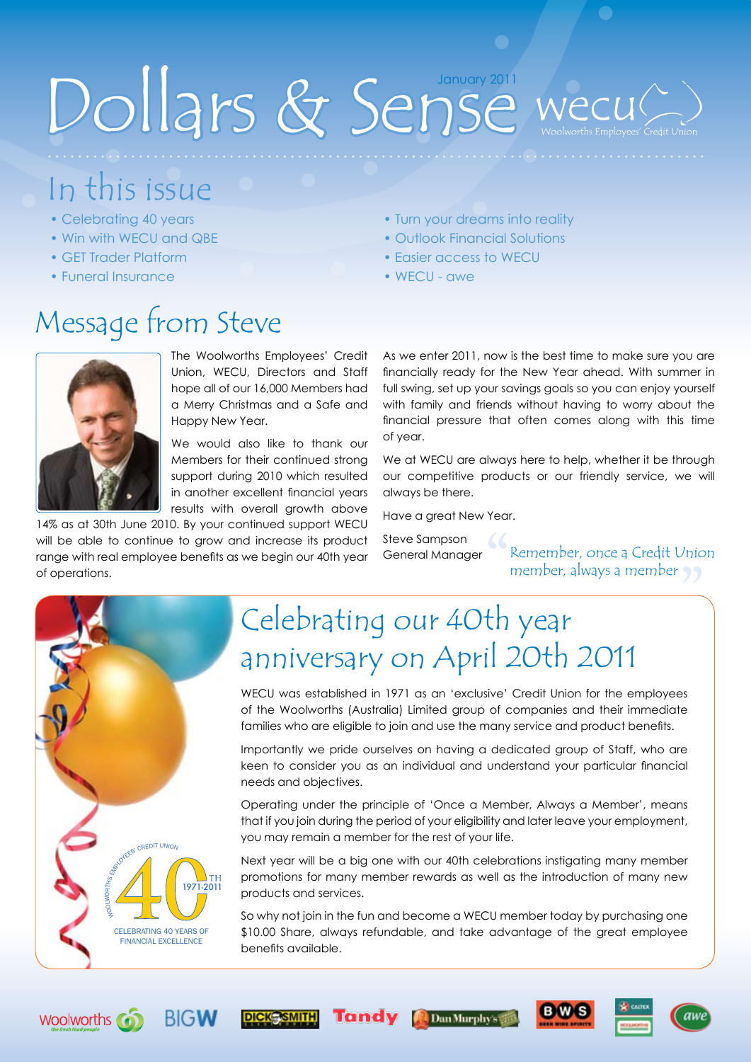# Dollars & Sense

January 2011

wecu
Woolworths Employees' Credit Union

## In this issue

- Celebrating 40 years
- Win with WECU and QBE
- GET Trader Platform
- Funeral Insurance
- Turn your dreams into reality
- Outlook Financial Solutions
- Easier access to WECU
- WECU - awe

## Message from Steve

The Woolworths Employees' Credit Union, WECU, Directors and Staff hope all of our 16,000 Members had a Merry Christmas and a Safe and Happy New Year.

We would also like to thank our Members for their continued strong support during 2010 which resulted in another excellent financial years results with overall growth above 14% as at 30th June 2010. By your continued support WECU will be able to continue to grow and increase its product range with real employee benefits as we begin our 40th year of operations.

As we enter 2011, now is the best time to make sure you are financially ready for the New Year ahead. With summer in full swing, set up your savings goals so you can enjoy yourself with family and friends without having to worry about the financial pressure that often comes along with this time of year.

We at WECU are always here to help, whether it be through our competitive products or our friendly service, we will always be there.

Have a great New Year.

Steve Sampson
General Manager

"Remember, once a Credit Union member, always a member"

## Celebrating our 40th year anniversary on April 20th 2011

WECU was established in 1971 as an 'exclusive' Credit Union for the employees of the Woolworths (Australia) Limited group of companies and their immediate families who are eligible to join and use the many service and product benefits.

Importantly we pride ourselves on having a dedicated group of Staff, who are keen to consider you as an individual and understand your particular financial needs and objectives.

Operating under the principle of 'Once a Member, Always a Member', means that if you join during the period of your eligibility and later leave your employment, you may remain a member for the rest of your life.

Next year will be a big one with our 40th celebrations instigating many member promotions for many member rewards as well as the introduction of many new products and services.

So why not join in the fun and become a WECU member today by purchasing one $10.00 Share, always refundable, and take advantage of the great employee benefits available.

Woolworths Employees' Credit Union 40th 1971-2011
CELEBRATING 40 YEARS OF FINANCIAL EXCELLENCE

Woolworths | BIG W | Dick Smith | Tandy | Dan Murphy's | BWS | Caltex Woolworths | awe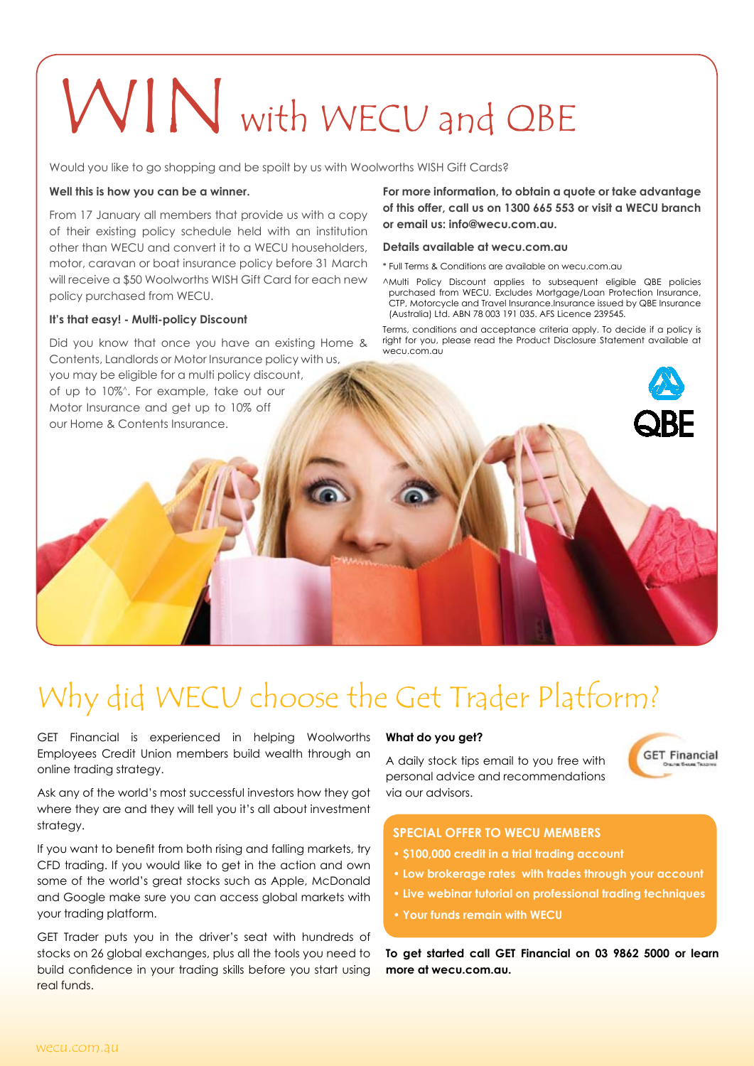# WIN with WECU and QBE

Would you like to go shopping and be spoilt by us with Woolworths WISH Gift Cards?

**Well this is how you can be a winner.**

From 17 January all members that provide us with a copy of their existing policy schedule held with an institution other than WECU and convert it to a WECU householders, motor, caravan or boat insurance policy before 31 March will receive a $50 Woolworths WISH Gift Card for each new policy purchased from WECU.

**It's that easy! - Multi-policy Discount**

Did you know that once you have an existing Home & Contents, Landlords or Motor Insurance policy with us, you may be eligible for a multi policy discount, of up to 10%^. For example, take out our Motor Insurance and get up to 10% off our Home & Contents Insurance.

**For more information, to obtain a quote or take advantage of this offer, call us on 1300 665 553 or visit a WECU branch or email us: info@wecu.com.au.**

**Details available at wecu.com.au**

* Full Terms & Conditions are available on wecu.com.au

^Multi Policy Discount applies to subsequent eligible QBE policies purchased from WECU. Excludes Mortgage/Loan Protection Insurance, CTP, Motorcycle and Travel Insurance.Insurance issued by QBE Insurance (Australia) Ltd. ABN 78 003 191 035. AFS Licence 239545.

Terms, conditions and acceptance criteria apply. To decide if a policy is right for you, please read the Product Disclosure Statement available at wecu.com.au

## Why did WECU choose the Get Trader Platform?

GET Financial is experienced in helping Woolworths Employees Credit Union members build wealth through an online trading strategy.

Ask any of the world's most successful investors how they got where they are and they will tell you it's all about investment strategy.

If you want to benefit from both rising and falling markets, try CFD trading. If you would like to get in the action and own some of the world's great stocks such as Apple, McDonald and Google make sure you can access global markets with your trading platform.

GET Trader puts you in the driver's seat with hundreds of stocks on 26 global exchanges, plus all the tools you need to build confidence in your trading skills before you start using real funds.

**What do you get?**

A daily stock tips email to you free with personal advice and recommendations via our advisors.

**SPECIAL OFFER TO WECU MEMBERS**

- $100,000 credit in a trial trading account
- Low brokerage rates with trades through your account
- Live webinar tutorial on professional trading techniques
- Your funds remain with WECU

**To get started call GET Financial on 03 9862 5000 or learn more at wecu.com.au.**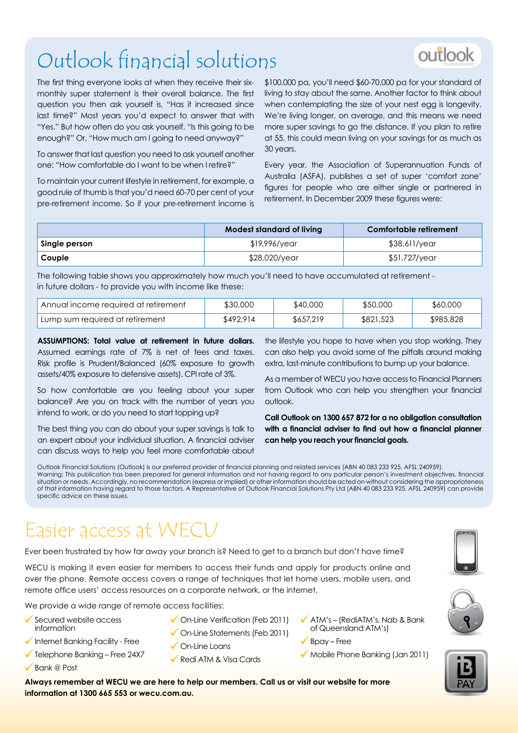# Outlook financial solutions

The first thing everyone looks at when they receive their six-monthly super statement is their overall balance. The first question you then ask yourself is, "Has it increased since last time?" Most years you'd expect to answer that with "Yes." But how often do you ask yourself, "Is this going to be enough?" Or, "How much am I going to need anyway?"

To answer that last question you need to ask yourself another one: "How comfortable do I want to be when I retire?"

To maintain your current lifestyle in retirement, for example, a good rule of thumb is that you'd need 60-70 per cent of your pre-retirement income. So if your pre-retirement income is $100,000 pa, you'll need $60-70,000 pa for your standard of living to stay about the same. Another factor to think about when contemplating the size of your nest egg is longevity. We're living longer, on average, and this means we need more super savings to go the distance. If you plan to retire at 55, this could mean living on your savings for as much as 30 years.

Every year, the Association of Superannuation Funds of Australia (ASFA), publishes a set of super 'comfort zone' figures for people who are either single or partnered in retirement. In December 2009 these figures were:

| | Modest standard of living | Comfortable retirement |
|---|---|---|
| **Single person** | $19,996/year | $38,611/year |
| **Couple** | $28,020/year | $51,727/year |

The following table shows you approximately how much you'll need to have accumulated at retirement - in future dollars - to provide you with income like these:

| Annual income required at retirement | $30,000 | $40,000 | $50,000 | $60,000 |
|---|---|---|---|---|
| Lump sum required at retirement | $492,914 | $657,219 | $821,523 | $985,828 |

**ASSUMPTIONS: Total value at retirement in future dollars.** Assumed earnings rate of 7% is net of fees and taxes. Risk profile is Prudent/Balanced (60% exposure to growth assets/40% exposure to defensive assets). CPI rate of 3%.

So how comfortable are you feeling about your super balance? Are you on track with the number of years you intend to work, or do you need to start topping up?

The best thing you can do about your super savings is talk to an expert about your individual situation. A financial adviser can discuss ways to help you feel more comfortable about the lifestyle you hope to have when you stop working. They can also help you avoid some of the pitfalls around making extra, last-minute contributions to bump up your balance.

As a member of WECU you have access to Financial Planners from Outlook who can help you strengthen your financial outlook.

**Call Outlook on 1300 657 872 for a no obligation consultation with a financial adviser to find out how a financial planner can help you reach your financial goals.**

Outlook Financial Solutions (Outlook) is our preferred provider of financial planning and related services (ABN 40 083 233 925, AFSL 240959).
Warning: This publication has been prepared for general information and not having regard to any particular person's investment objectives, financial situation or needs. Accordingly, no recommendation (express or implied) or other information should be acted on without considering the appropriateness of that information having regard to those factors. A Representative of Outlook Financial Solutions Pty Ltd (ABN 40 083 233 925, AFSL 240959) can provide specific advice on these issues.

# Easier access at WECU

Ever been frustrated by how far away your branch is? Need to get to a branch but don't have time?

WECU is making it even easier for members to access their funds and apply for products online and over the phone. Remote access covers a range of techniques that let home users, mobile users, and remote office users' access resources on a corporate network, or the internet.

We provide a wide range of remote access facilities:

- ✓ Secured website access information
- ✓ Internet Banking Facility - Free
- ✓ Telephone Banking – Free 24X7
- ✓ Bank @ Post
- ✓ On-Line Verification (Feb 2011)
- ✓ On-Line Statements (Feb 2011)
- ✓ On-Line Loans
- ✓ Redi ATM & Visa Cards
- ✓ ATM's – (RediATM's, Nab & Bank of Queensland ATM's)
- ✓ Bpay – Free
- ✓ Mobile Phone Banking (Jan 2011)

**Always remember at WECU we are here to help our members. Call us or visit our website for more information at 1300 665 553 or wecu.com.au.**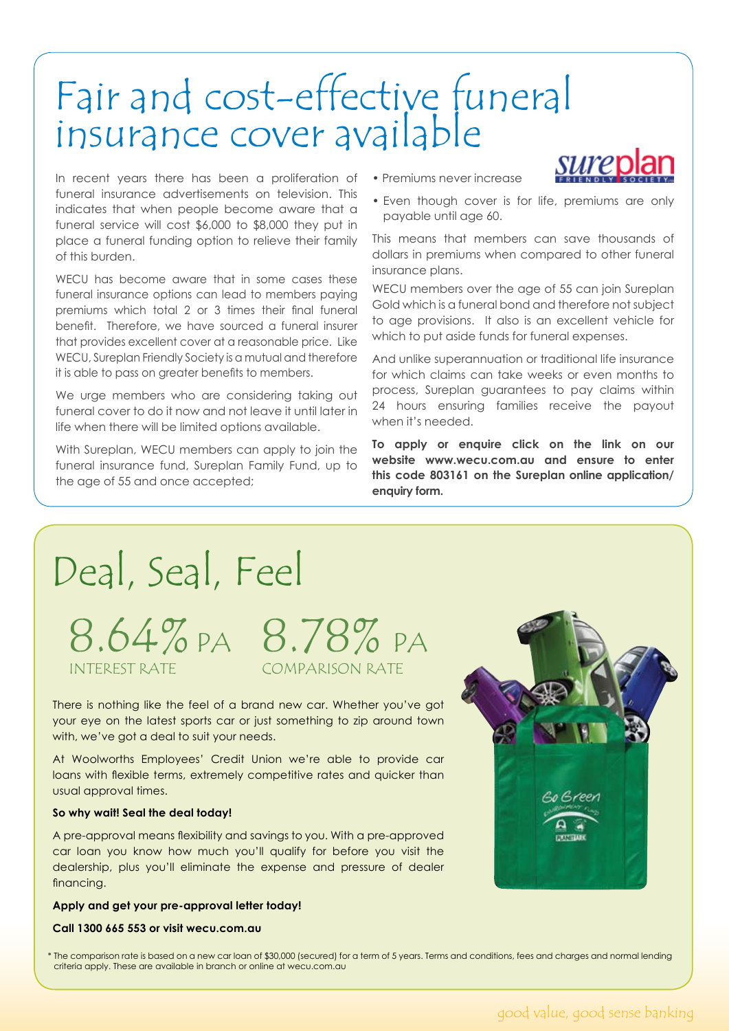# Fair and cost-effective funeral insurance cover available

In recent years there has been a proliferation of funeral insurance advertisements on television. This indicates that when people become aware that a funeral service will cost $6,000 to $8,000 they put in place a funeral funding option to relieve their family of this burden.

WECU has become aware that in some cases these funeral insurance options can lead to members paying premiums which total 2 or 3 times their final funeral benefit. Therefore, we have sourced a funeral insurer that provides excellent cover at a reasonable price. Like WECU, Sureplan Friendly Society is a mutual and therefore it is able to pass on greater benefits to members.

We urge members who are considering taking out funeral cover to do it now and not leave it until later in life when there will be limited options available.

With Sureplan, WECU members can apply to join the funeral insurance fund, Sureplan Family Fund, up to the age of 55 and once accepted;

- Premiums never increase
- Even though cover is for life, premiums are only payable until age 60.

This means that members can save thousands of dollars in premiums when compared to other funeral insurance plans.

WECU members over the age of 55 can join Sureplan Gold which is a funeral bond and therefore not subject to age provisions. It also is an excellent vehicle for which to put aside funds for funeral expenses.

And unlike superannuation or traditional life insurance for which claims can take weeks or even months to process, Sureplan guarantees to pay claims within 24 hours ensuring families receive the payout when it's needed.

**To apply or enquire click on the link on our website www.wecu.com.au and ensure to enter this code 803161 on the Sureplan online application/ enquiry form.**

# Deal, Seal, Feel

8.64% PA
INTEREST RATE

8.78% PA
COMPARISON RATE

There is nothing like the feel of a brand new car. Whether you've got your eye on the latest sports car or just something to zip around town with, we've got a deal to suit your needs.

At Woolworths Employees' Credit Union we're able to provide car loans with flexible terms, extremely competitive rates and quicker than usual approval times.

**So why wait! Seal the deal today!**

A pre-approval means flexibility and savings to you. With a pre-approved car loan you know how much you'll qualify for before you visit the dealership, plus you'll eliminate the expense and pressure of dealer financing.

**Apply and get your pre-approval letter today!**

**Call 1300 665 553 or visit wecu.com.au**

\* The comparison rate is based on a new car loan of $30,000 (secured) for a term of 5 years. Terms and conditions, fees and charges and normal lending criteria apply. These are available in branch or online at wecu.com.au

good value, good sense banking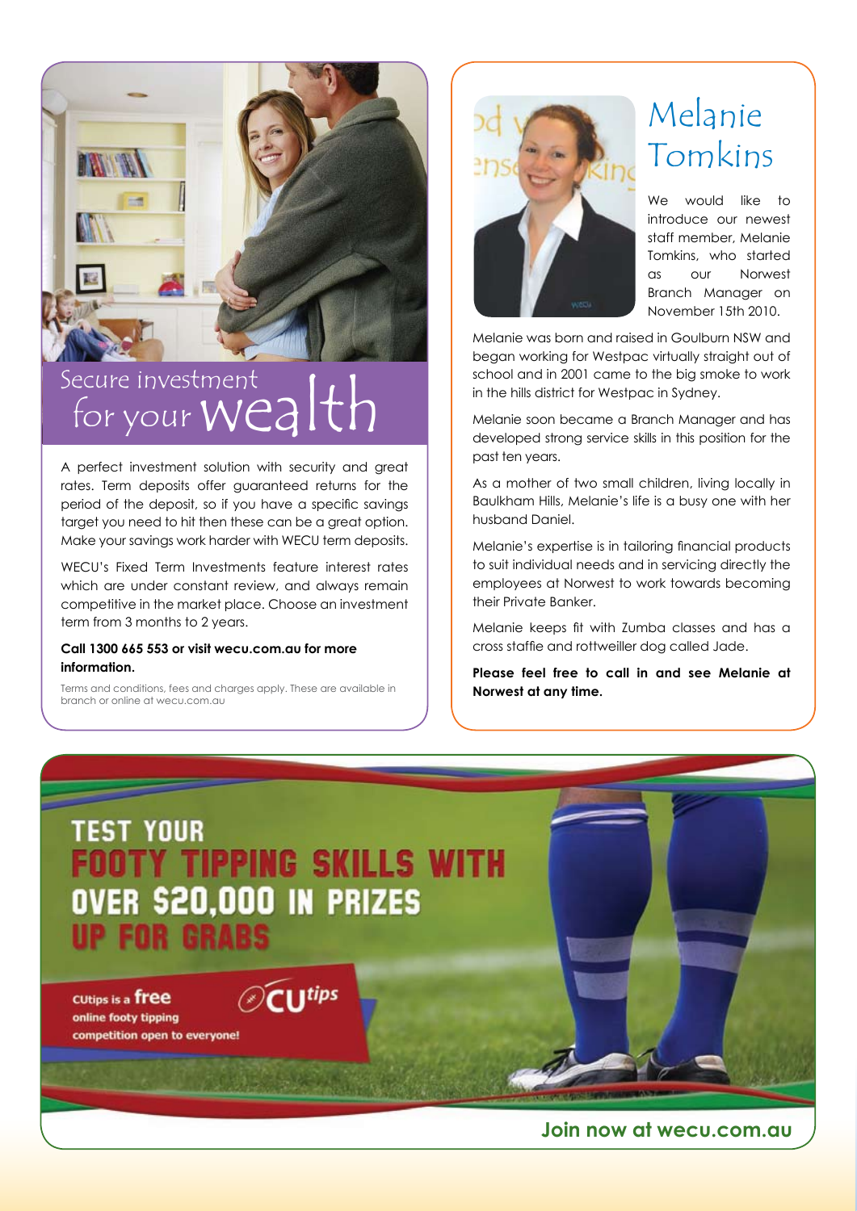## Secure investment for your wealth

A perfect investment solution with security and great rates. Term deposits offer guaranteed returns for the period of the deposit, so if you have a specific savings target you need to hit then these can be a great option. Make your savings work harder with WECU term deposits.

WECU's Fixed Term Investments feature interest rates which are under constant review, and always remain competitive in the market place. Choose an investment term from 3 months to 2 years.

**Call 1300 665 553 or visit wecu.com.au for more information.**

Terms and conditions, fees and charges apply. These are available in branch or online at wecu.com.au

## Melanie Tomkins

We would like to introduce our newest staff member, Melanie Tomkins, who started as our Norwest Branch Manager on November 15th 2010.

Melanie was born and raised in Goulburn NSW and began working for Westpac virtually straight out of school and in 2001 came to the big smoke to work in the hills district for Westpac in Sydney.

Melanie soon became a Branch Manager and has developed strong service skills in this position for the past ten years.

As a mother of two small children, living locally in Baulkham Hills, Melanie's life is a busy one with her husband Daniel.

Melanie's expertise is in tailoring financial products to suit individual needs and in servicing directly the employees at Norwest to work towards becoming their Private Banker.

Melanie keeps fit with Zumba classes and has a cross staffie and rottweiler dog called Jade.

**Please feel free to call in and see Melanie at Norwest at any time.**

## TEST YOUR FOOTY TIPPING SKILLS WITH OVER $20,000 IN PRIZES UP FOR GRABS

CUtips is a **free** online footy tipping competition open to everyone!

CUtips

**Join now at wecu.com.au**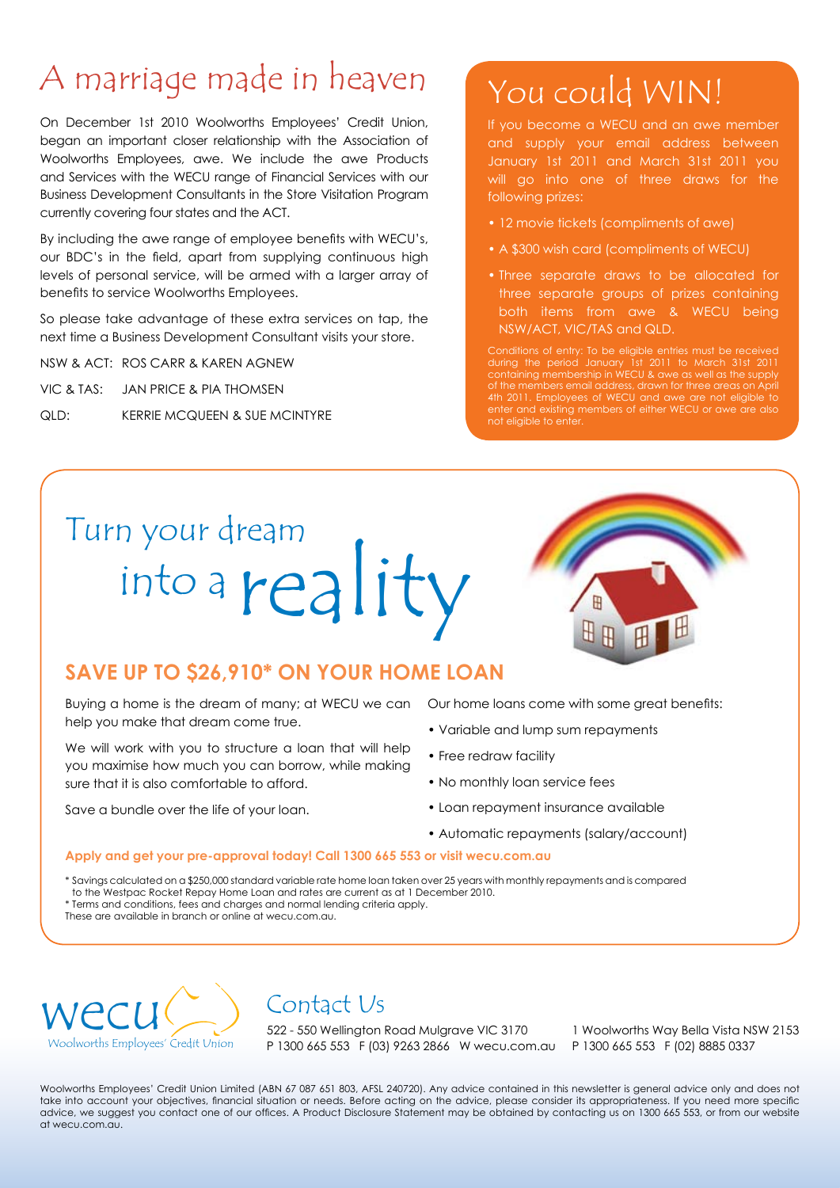# A marriage made in heaven

On December 1st 2010 Woolworths Employees' Credit Union, began an important closer relationship with the Association of Woolworths Employees, awe. We include the awe Products and Services with the WECU range of Financial Services with our Business Development Consultants in the Store Visitation Program currently covering four states and the ACT.

By including the awe range of employee benefits with WECU's, our BDC's in the field, apart from supplying continuous high levels of personal service, will be armed with a larger array of benefits to service Woolworths Employees.

So please take advantage of these extra services on tap, the next time a Business Development Consultant visits your store.

NSW & ACT: ROS CARR & KAREN AGNEW

VIC & TAS: JAN PRICE & PIA THOMSEN

QLD: KERRIE MCQUEEN & SUE MCINTYRE

# You could WIN!

If you become a WECU and an awe member and supply your email address between January 1st 2011 and March 31st 2011 you will go into one of three draws for the following prizes:

- 12 movie tickets (compliments of awe)
- A $300 wish card (compliments of WECU)
- Three separate draws to be allocated for three separate groups of prizes containing both items from awe & WECU being NSW/ACT, VIC/TAS and QLD.

Conditions of entry: To be eligible entries must be received during the period January 1st 2011 to March 31st 2011 containing membership in WECU & awe as well as the supply of the members email address, drawn for three areas on April 4th 2011. Employees of WECU and awe are not eligible to enter and existing members of either WECU or awe are also not eligible to enter.

# Turn your dream into a reality

## SAVE UP TO $26,910* ON YOUR HOME LOAN

Buying a home is the dream of many; at WECU we can help you make that dream come true.

We will work with you to structure a loan that will help you maximise how much you can borrow, while making sure that it is also comfortable to afford.

Save a bundle over the life of your loan.

Our home loans come with some great benefits:

- Variable and lump sum repayments
- Free redraw facility
- No monthly loan service fees
- Loan repayment insurance available
- Automatic repayments (salary/account)

**Apply and get your pre-approval today! Call 1300 665 553 or visit wecu.com.au**

* Savings calculated on a $250,000 standard variable rate home loan taken over 25 years with monthly repayments and is compared to the Westpac Rocket Repay Home Loan and rates are current as at 1 December 2010.
* Terms and conditions, fees and charges and normal lending criteria apply.
These are available in branch or online at wecu.com.au.

wecu Woolworths Employees' Credit Union

## Contact Us

522 - 550 Wellington Road Mulgrave VIC 3170
P 1300 665 553 F (03) 9263 2866 W wecu.com.au

1 Woolworths Way Bella Vista NSW 2153
P 1300 665 553 F (02) 8885 0337

Woolworths Employees' Credit Union Limited (ABN 67 087 651 803, AFSL 240720). Any advice contained in this newsletter is general advice only and does not take into account your objectives, financial situation or needs. Before acting on the advice, please consider its appropriateness. If you need more specific advice, we suggest you contact one of our offices. A Product Disclosure Statement may be obtained by contacting us on 1300 665 553, or from our website at wecu.com.au.